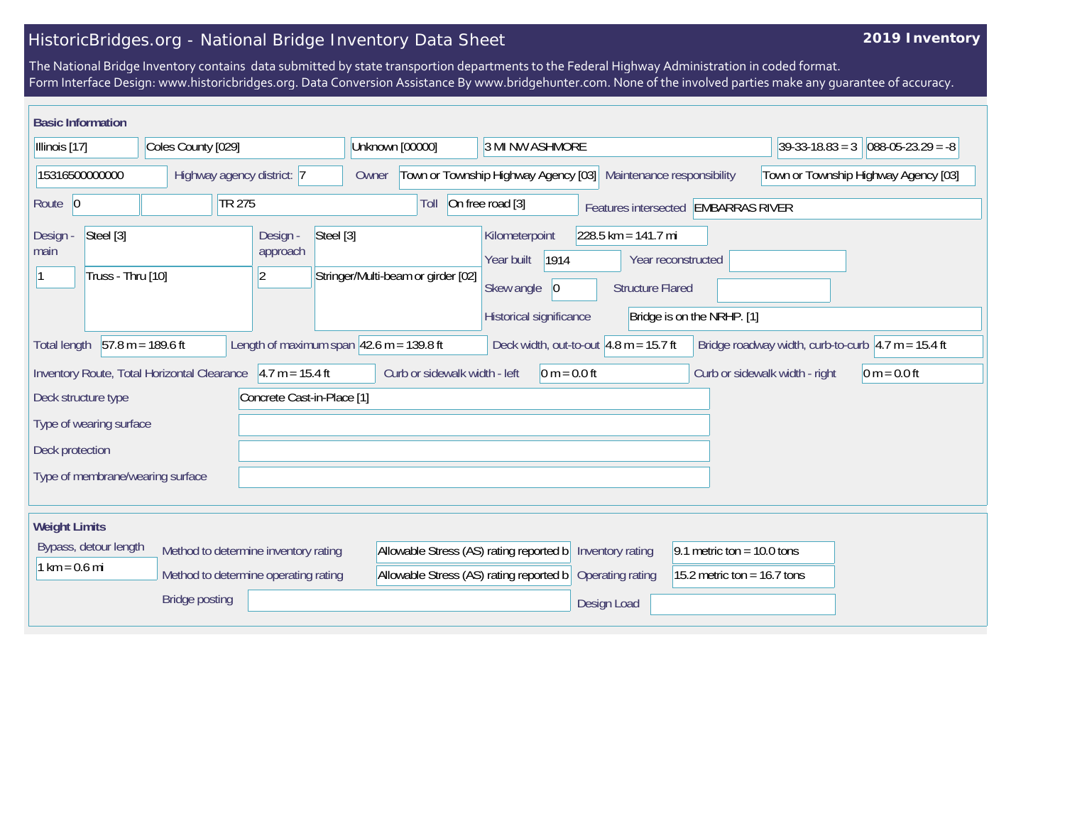# HistoricBridges.org - National Bridge Inventory Data Sheet

**2019 Inventory**

The National Bridge Inventory contains data submitted by state transportion departments to the Federal Highway Administration in coded format.
Form Interface Design: www.historicbridges.org. Data Conversion Assistance By www.bridgehunter.com. None of the involved parties make any guarantee of accuracy.

## Basic Information

| | | | | | |
|---|---|---|---|---|---|
| Illinois [17] | Coles County [029] | Unknown [00000] | 3 MI NW ASHMORE | 39-33-18.83 = 3 | 088-05-23.29 = -8 |

| Field | Value |
|---|---|
| Structure number | 15316500000000 |
| Highway agency district: | 7 |
| Owner | Town or Township Highway Agency [03] |
| Maintenance responsibility | Town or Township Highway Agency [03] |
| Route | 0 |
| | TR 275 |
| Toll | On free road [3] |
| Features intersected | EMBARRAS RIVER |
| Design - main | Steel [3] |
| | 1 |
| | Truss - Thru [10] |
| Design - approach | Steel [3] |
| | 2 |
| | Stringer/Multi-beam or girder [02] |
| Kilometerpoint | 228.5 km = 141.7 mi |
| Year built | 1914 |
| Year reconstructed | |
| Skew angle | 0 |
| Structure Flared | |
| Historical significance | Bridge is on the NRHP. [1] |
| Total length | 57.8 m = 189.6 ft |
| Length of maximum span | 42.6 m = 139.8 ft |
| Deck width, out-to-out | 4.8 m = 15.7 ft |
| Bridge roadway width, curb-to-curb | 4.7 m = 15.4 ft |
| Inventory Route, Total Horizontal Clearance | 4.7 m = 15.4 ft |
| Curb or sidewalk width - left | 0 m = 0.0 ft |
| Curb or sidewalk width - right | 0 m = 0.0 ft |
| Deck structure type | Concrete Cast-in-Place [1] |
| Type of wearing surface | |
| Deck protection | |
| Type of membrane/wearing surface | |

## Weight Limits

| Field | Value |
|---|---|
| Bypass, detour length | 1 km = 0.6 mi |
| Method to determine inventory rating | Allowable Stress (AS) rating reported b |
| Method to determine operating rating | Allowable Stress (AS) rating reported b |
| Inventory rating | 9.1 metric ton = 10.0 tons |
| Operating rating | 15.2 metric ton = 16.7 tons |
| Bridge posting | |
| Design Load | |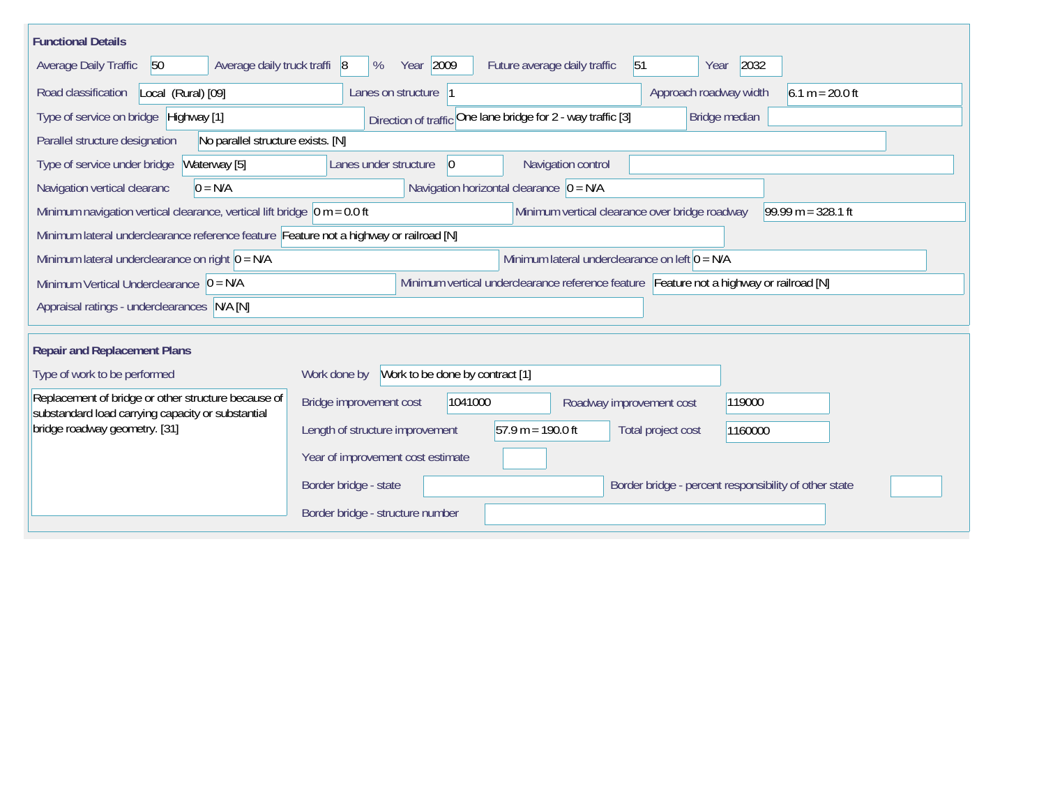## Functional Details

| Field | Value |
| --- | --- |
| Average Daily Traffic | 50 |
| Average daily truck traffi | 8 % |
| Year | 2009 |
| Future average daily traffic | 51 |
| Year | 2032 |
| Road classification | Local (Rural) [09] |
| Lanes on structure | 1 |
| Approach roadway width | 6.1 m = 20.0 ft |
| Type of service on bridge | Highway [1] |
| Direction of traffic | One lane bridge for 2 - way traffic [3] |
| Bridge median | |
| Parallel structure designation | No parallel structure exists. [N] |
| Type of service under bridge | Waterway [5] |
| Lanes under structure | 0 |
| Navigation control | |
| Navigation vertical clearanc | 0 = N/A |
| Navigation horizontal clearance | 0 = N/A |
| Minimum navigation vertical clearance, vertical lift bridge | 0 m = 0.0 ft |
| Minimum vertical clearance over bridge roadway | 99.99 m = 328.1 ft |
| Minimum lateral underclearance reference feature | Feature not a highway or railroad [N] |
| Minimum lateral underclearance on right | 0 = N/A |
| Minimum lateral underclearance on left | 0 = N/A |
| Minimum Vertical Underclearance | 0 = N/A |
| Minimum vertical underclearance reference feature | Feature not a highway or railroad [N] |
| Appraisal ratings - underclearances | N/A [N] |

## Repair and Replacement Plans

| Field | Value |
| --- | --- |
| Type of work to be performed | Replacement of bridge or other structure because of substandard load carrying capacity or substantial bridge roadway geometry. [31] |
| Work done by | Work to be done by contract [1] |
| Bridge improvement cost | 1041000 |
| Roadway improvement cost | 119000 |
| Length of structure improvement | 57.9 m = 190.0 ft |
| Total project cost | 1160000 |
| Year of improvement cost estimate | |
| Border bridge - state | |
| Border bridge - percent responsibility of other state | |
| Border bridge - structure number | |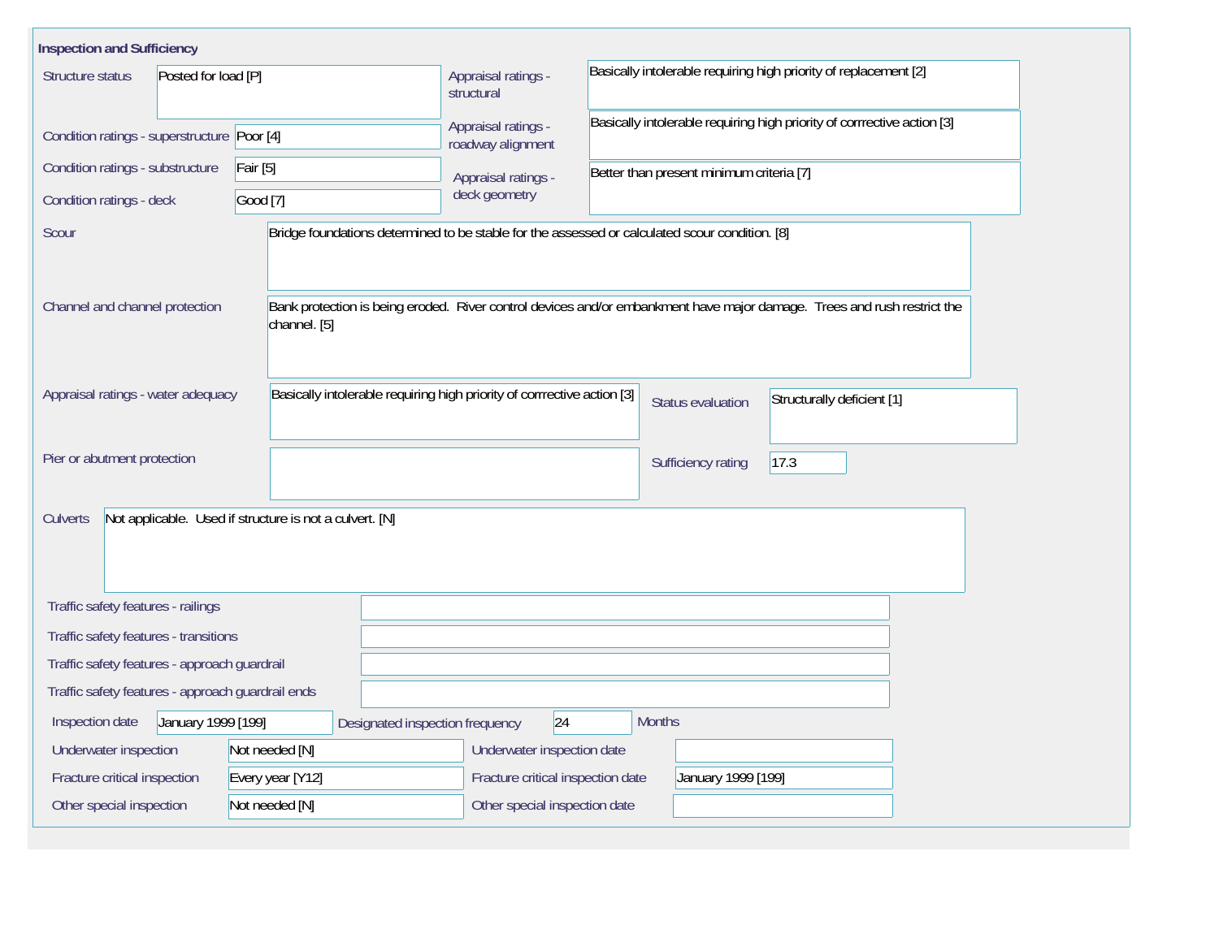## Inspection and Sufficiency

| Field | Value |
|---|---|
| Structure status | Posted for load [P] |
| Appraisal ratings - structural | Basically intolerable requiring high priority of replacement [2] |
| Condition ratings - superstructure | Poor [4] |
| Appraisal ratings - roadway alignment | Basically intolerable requiring high priority of corrrective action [3] |
| Condition ratings - substructure | Fair [5] |
| Appraisal ratings - deck geometry | Better than present minimum criteria [7] |
| Condition ratings - deck | Good [7] |
| Scour | Bridge foundations determined to be stable for the assessed or calculated scour condition. [8] |
| Channel and channel protection | Bank protection is being eroded. River control devices and/or embankment have major damage. Trees and rush restrict the channel. [5] |
| Appraisal ratings - water adequacy | Basically intolerable requiring high priority of corrrective action [3] |
| Status evaluation | Structurally deficient [1] |
| Pier or abutment protection | |
| Sufficiency rating | 17.3 |
| Culverts | Not applicable. Used if structure is not a culvert. [N] |
| Traffic safety features - railings | |
| Traffic safety features - transitions | |
| Traffic safety features - approach guardrail | |
| Traffic safety features - approach guardrail ends | |
| Inspection date | January 1999 [199] |
| Designated inspection frequency | 24 Months |
| Underwater inspection | Not needed [N] |
| Underwater inspection date | |
| Fracture critical inspection | Every year [Y12] |
| Fracture critical inspection date | January 1999 [199] |
| Other special inspection | Not needed [N] |
| Other special inspection date | |